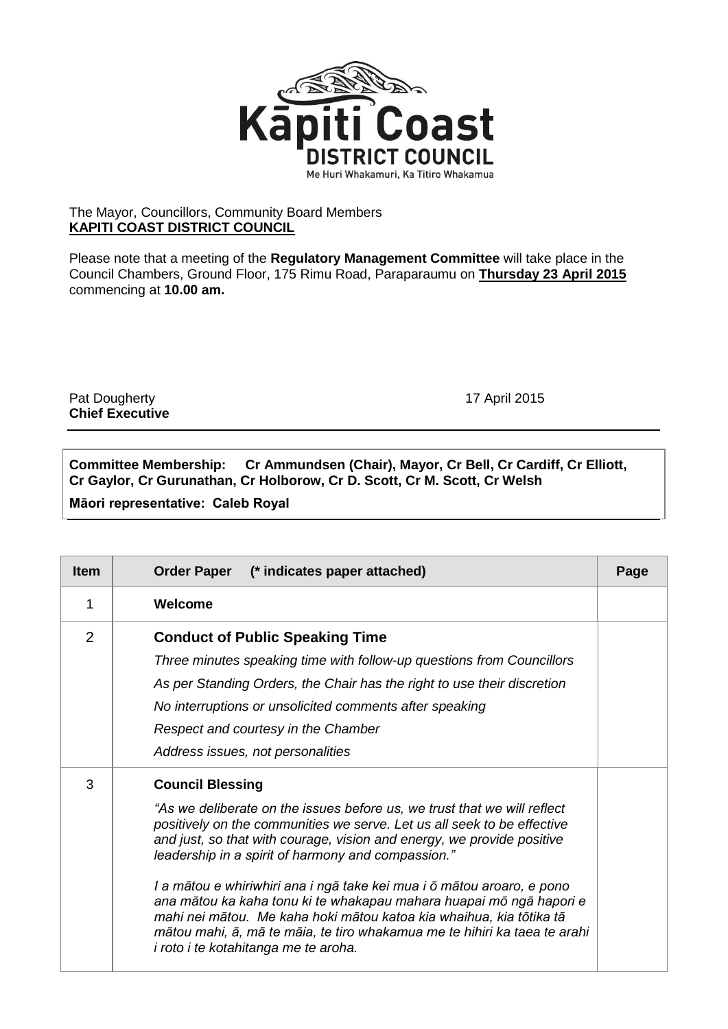The Mayor, Councillors, Community Board Members
**KAPITI COAST DISTRICT COUNCIL**

Please note that a meeting of the **Regulatory Management Committee** will take place in the Council Chambers, Ground Floor, 175 Rimu Road, Paraparaumu on **Thursday 23 April 2015** commencing at **10.00 am.**

Pat Dougherty
**Chief Executive**

17 April 2015

---

**Committee Membership: Cr Ammundsen (Chair), Mayor, Cr Bell, Cr Cardiff, Cr Elliott, Cr Gaylor, Cr Gurunathan, Cr Holborow, Cr D. Scott, Cr M. Scott, Cr Welsh**

**Māori representative: Caleb Royal**

| Item | Order Paper (* indicates paper attached) | Page |
|---|---|---|
| 1 | **Welcome** | |
| 2 | **Conduct of Public Speaking Time**<br>*Three minutes speaking time with follow-up questions from Councillors*<br>*As per Standing Orders, the Chair has the right to use their discretion*<br>*No interruptions or unsolicited comments after speaking*<br>*Respect and courtesy in the Chamber*<br>*Address issues, not personalities* | |
| 3 | **Council Blessing**<br>*"As we deliberate on the issues before us, we trust that we will reflect positively on the communities we serve. Let us all seek to be effective and just, so that with courage, vision and energy, we provide positive leadership in a spirit of harmony and compassion."*<br>*I a mātou e whiriwhiri ana i ngā take kei mua i ō mātou aroaro, e pono ana mātou ka kaha tonu ki te whakapau mahara huapai mō ngā hapori e mahi nei mātou. Me kaha hoki mātou katoa kia whaihua, kia tōtika tā mātou mahi, ā, mā te māia, te tiro whakamua me te hihiri ka taea te arahi i roto i te kotahitanga me te aroha.* | |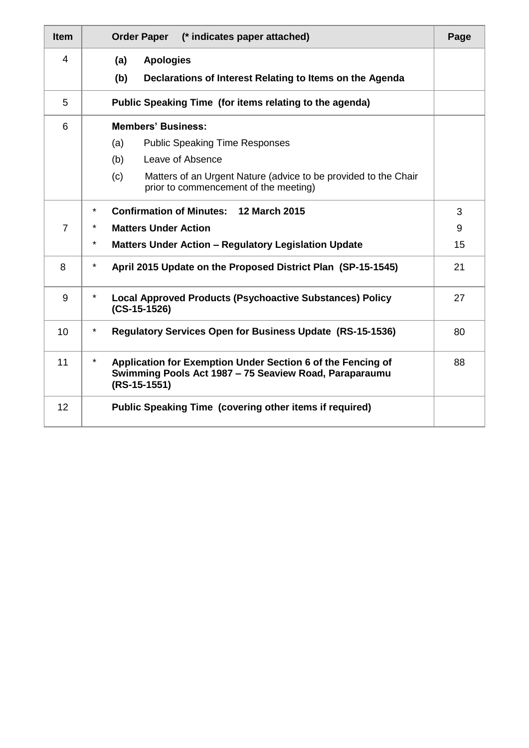| Item | Order Paper (* indicates paper attached) | Page |
|---|---|---|
| 4 | **(a) Apologies**<br>**(b) Declarations of Interest Relating to Items on the Agenda** | |
| 5 | **Public Speaking Time (for items relating to the agenda)** | |
| 6 | **Members' Business:**<br>(a) Public Speaking Time Responses<br>(b) Leave of Absence<br>(c) Matters of an Urgent Nature (advice to be provided to the Chair prior to commencement of the meeting) | |
| 7 | * **Confirmation of Minutes: 12 March 2015**<br>* **Matters Under Action**<br>* **Matters Under Action – Regulatory Legislation Update** | 3<br>9<br>15 |
| 8 | * **April 2015 Update on the Proposed District Plan (SP-15-1545)** | 21 |
| 9 | * **Local Approved Products (Psychoactive Substances) Policy (CS-15-1526)** | 27 |
| 10 | * **Regulatory Services Open for Business Update (RS-15-1536)** | 80 |
| 11 | * **Application for Exemption Under Section 6 of the Fencing of Swimming Pools Act 1987 – 75 Seaview Road, Paraparaumu (RS-15-1551)** | 88 |
| 12 | **Public Speaking Time (covering other items if required)** | |